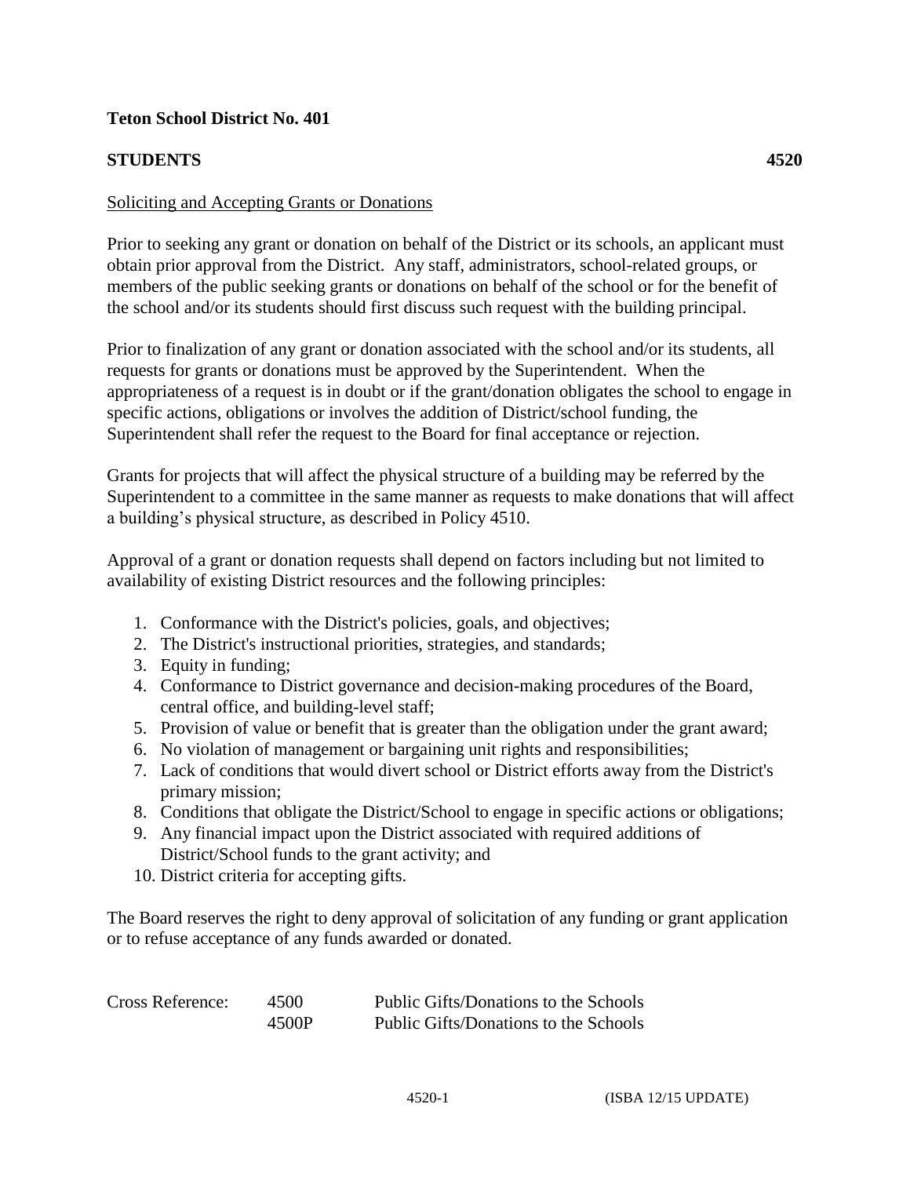**Teton School District No. 401**

**STUDENTS** **4520**

Soliciting and Accepting Grants or Donations

Prior to seeking any grant or donation on behalf of the District or its schools, an applicant must obtain prior approval from the District. Any staff, administrators, school-related groups, or members of the public seeking grants or donations on behalf of the school or for the benefit of the school and/or its students should first discuss such request with the building principal.

Prior to finalization of any grant or donation associated with the school and/or its students, all requests for grants or donations must be approved by the Superintendent. When the appropriateness of a request is in doubt or if the grant/donation obligates the school to engage in specific actions, obligations or involves the addition of District/school funding, the Superintendent shall refer the request to the Board for final acceptance or rejection.

Grants for projects that will affect the physical structure of a building may be referred by the Superintendent to a committee in the same manner as requests to make donations that will affect a building's physical structure, as described in Policy 4510.

Approval of a grant or donation requests shall depend on factors including but not limited to availability of existing District resources and the following principles:

1. Conformance with the District's policies, goals, and objectives;
2. The District's instructional priorities, strategies, and standards;
3. Equity in funding;
4. Conformance to District governance and decision-making procedures of the Board, central office, and building-level staff;
5. Provision of value or benefit that is greater than the obligation under the grant award;
6. No violation of management or bargaining unit rights and responsibilities;
7. Lack of conditions that would divert school or District efforts away from the District's primary mission;
8. Conditions that obligate the District/School to engage in specific actions or obligations;
9. Any financial impact upon the District associated with required additions of District/School funds to the grant activity; and
10. District criteria for accepting gifts.

The Board reserves the right to deny approval of solicitation of any funding or grant application or to refuse acceptance of any funds awarded or donated.

| Cross Reference: | 4500 | Public Gifts/Donations to the Schools |
|---|---|---|
| | 4500P | Public Gifts/Donations to the Schools |

(ISBA 12/15 UPDATE)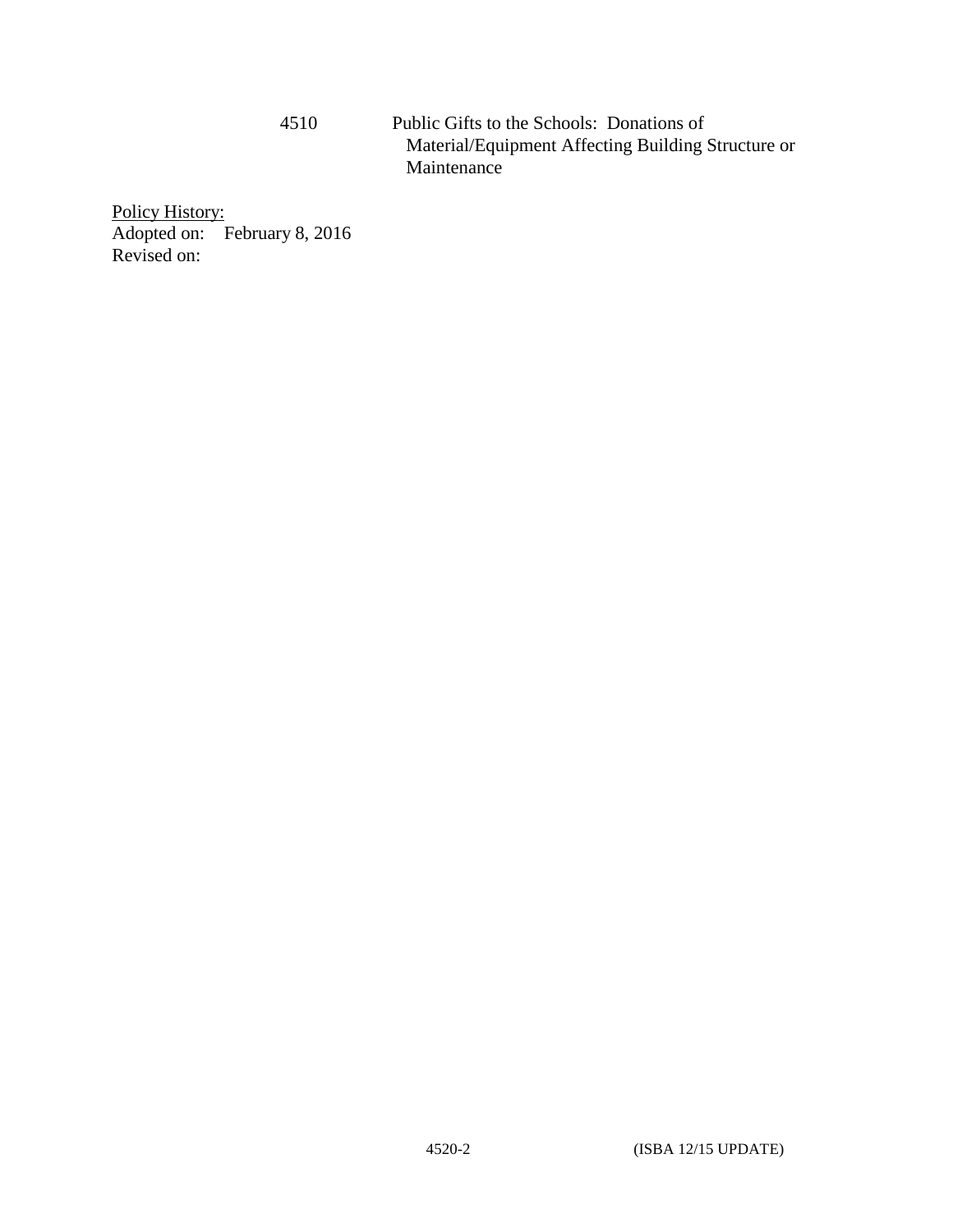4510 Public Gifts to the Schools: Donations of Material/Equipment Affecting Building Structure or Maintenance

Policy History:
Adopted on: February 8, 2016
Revised on: